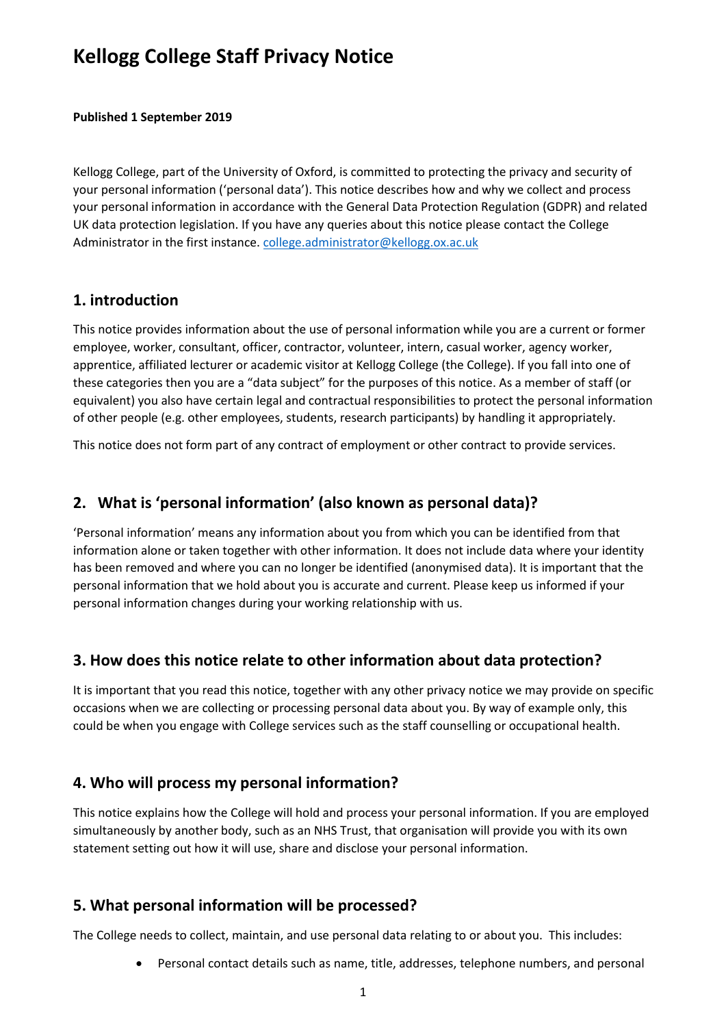# Kellogg College Staff Privacy Notice

**Published 1 September 2019**

Kellogg College, part of the University of Oxford, is committed to protecting the privacy and security of your personal information ('personal data'). This notice describes how and why we collect and process your personal information in accordance with the General Data Protection Regulation (GDPR) and related UK data protection legislation. If you have any queries about this notice please contact the College Administrator in the first instance. college.administrator@kellogg.ox.ac.uk

## 1. introduction

This notice provides information about the use of personal information while you are a current or former employee, worker, consultant, officer, contractor, volunteer, intern, casual worker, agency worker, apprentice, affiliated lecturer or academic visitor at Kellogg College (the College). If you fall into one of these categories then you are a "data subject" for the purposes of this notice. As a member of staff (or equivalent) you also have certain legal and contractual responsibilities to protect the personal information of other people (e.g. other employees, students, research participants) by handling it appropriately.

This notice does not form part of any contract of employment or other contract to provide services.

## 2. What is 'personal information' (also known as personal data)?

'Personal information' means any information about you from which you can be identified from that information alone or taken together with other information. It does not include data where your identity has been removed and where you can no longer be identified (anonymised data). It is important that the personal information that we hold about you is accurate and current. Please keep us informed if your personal information changes during your working relationship with us.

## 3. How does this notice relate to other information about data protection?

It is important that you read this notice, together with any other privacy notice we may provide on specific occasions when we are collecting or processing personal data about you. By way of example only, this could be when you engage with College services such as the staff counselling or occupational health.

## 4. Who will process my personal information?

This notice explains how the College will hold and process your personal information. If you are employed simultaneously by another body, such as an NHS Trust, that organisation will provide you with its own statement setting out how it will use, share and disclose your personal information.

## 5. What personal information will be processed?

The College needs to collect, maintain, and use personal data relating to or about you. This includes:

- Personal contact details such as name, title, addresses, telephone numbers, and personal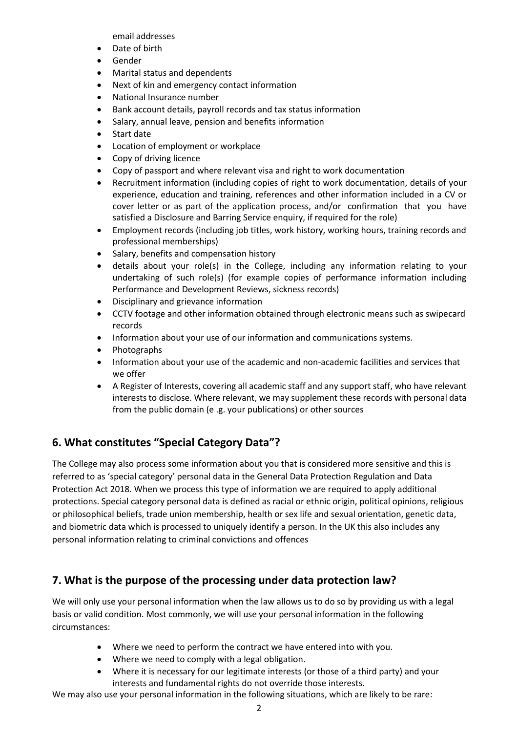email addresses

- Date of birth
- Gender
- Marital status and dependents
- Next of kin and emergency contact information
- National Insurance number
- Bank account details, payroll records and tax status information
- Salary, annual leave, pension and benefits information
- Start date
- Location of employment or workplace
- Copy of driving licence
- Copy of passport and where relevant visa and right to work documentation
- Recruitment information (including copies of right to work documentation, details of your experience, education and training, references and other information included in a CV or cover letter or as part of the application process, and/or confirmation that you have satisfied a Disclosure and Barring Service enquiry, if required for the role)
- Employment records (including job titles, work history, working hours, training records and professional memberships)
- Salary, benefits and compensation history
- details about your role(s) in the College, including any information relating to your undertaking of such role(s) (for example copies of performance information including Performance and Development Reviews, sickness records)
- Disciplinary and grievance information
- CCTV footage and other information obtained through electronic means such as swipecard records
- Information about your use of our information and communications systems.
- Photographs
- Information about your use of the academic and non-academic facilities and services that we offer
- A Register of Interests, covering all academic staff and any support staff, who have relevant interests to disclose. Where relevant, we may supplement these records with personal data from the public domain (e .g. your publications) or other sources

## 6. What constitutes "Special Category Data"?

The College may also process some information about you that is considered more sensitive and this is referred to as 'special category' personal data in the General Data Protection Regulation and Data Protection Act 2018. When we process this type of information we are required to apply additional protections. Special category personal data is defined as racial or ethnic origin, political opinions, religious or philosophical beliefs, trade union membership, health or sex life and sexual orientation, genetic data, and biometric data which is processed to uniquely identify a person. In the UK this also includes any personal information relating to criminal convictions and offences

## 7. What is the purpose of the processing under data protection law?

We will only use your personal information when the law allows us to do so by providing us with a legal basis or valid condition. Most commonly, we will use your personal information in the following circumstances:

- Where we need to perform the contract we have entered into with you.
- Where we need to comply with a legal obligation.
- Where it is necessary for our legitimate interests (or those of a third party) and your interests and fundamental rights do not override those interests.

We may also use your personal information in the following situations, which are likely to be rare: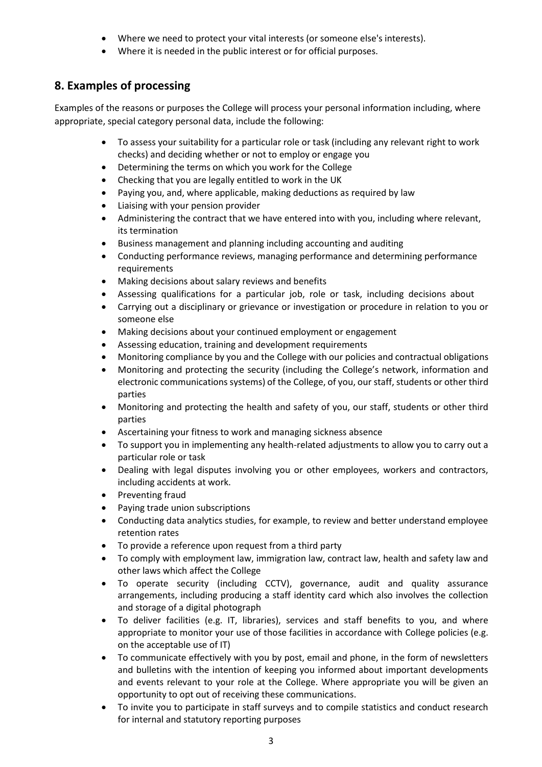- Where we need to protect your vital interests (or someone else's interests).
- Where it is needed in the public interest or for official purposes.

## 8. Examples of processing

Examples of the reasons or purposes the College will process your personal information including, where appropriate, special category personal data, include the following:

- To assess your suitability for a particular role or task (including any relevant right to work checks) and deciding whether or not to employ or engage you
- Determining the terms on which you work for the College
- Checking that you are legally entitled to work in the UK
- Paying you, and, where applicable, making deductions as required by law
- Liaising with your pension provider
- Administering the contract that we have entered into with you, including where relevant, its termination
- Business management and planning including accounting and auditing
- Conducting performance reviews, managing performance and determining performance requirements
- Making decisions about salary reviews and benefits
- Assessing qualifications for a particular job, role or task, including decisions about
- Carrying out a disciplinary or grievance or investigation or procedure in relation to you or someone else
- Making decisions about your continued employment or engagement
- Assessing education, training and development requirements
- Monitoring compliance by you and the College with our policies and contractual obligations
- Monitoring and protecting the security (including the College's network, information and electronic communications systems) of the College, of you, our staff, students or other third parties
- Monitoring and protecting the health and safety of you, our staff, students or other third parties
- Ascertaining your fitness to work and managing sickness absence
- To support you in implementing any health-related adjustments to allow you to carry out a particular role or task
- Dealing with legal disputes involving you or other employees, workers and contractors, including accidents at work.
- Preventing fraud
- Paying trade union subscriptions
- Conducting data analytics studies, for example, to review and better understand employee retention rates
- To provide a reference upon request from a third party
- To comply with employment law, immigration law, contract law, health and safety law and other laws which affect the College
- To operate security (including CCTV), governance, audit and quality assurance arrangements, including producing a staff identity card which also involves the collection and storage of a digital photograph
- To deliver facilities (e.g. IT, libraries), services and staff benefits to you, and where appropriate to monitor your use of those facilities in accordance with College policies (e.g. on the acceptable use of IT)
- To communicate effectively with you by post, email and phone, in the form of newsletters and bulletins with the intention of keeping you informed about important developments and events relevant to your role at the College. Where appropriate you will be given an opportunity to opt out of receiving these communications.
- To invite you to participate in staff surveys and to compile statistics and conduct research for internal and statutory reporting purposes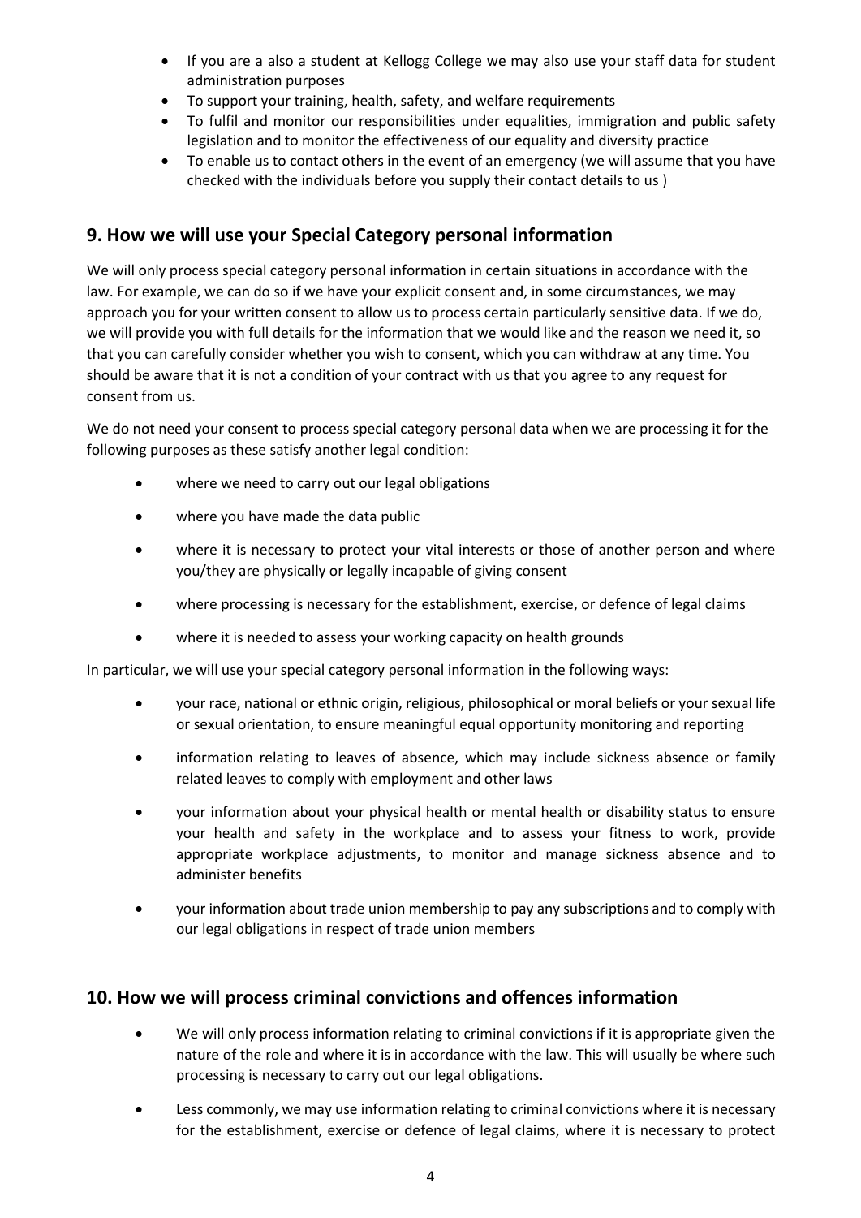- If you are a also a student at Kellogg College we may also use your staff data for student administration purposes
- To support your training, health, safety, and welfare requirements
- To fulfil and monitor our responsibilities under equalities, immigration and public safety legislation and to monitor the effectiveness of our equality and diversity practice
- To enable us to contact others in the event of an emergency (we will assume that you have checked with the individuals before you supply their contact details to us )

## 9. How we will use your Special Category personal information

We will only process special category personal information in certain situations in accordance with the law. For example, we can do so if we have your explicit consent and, in some circumstances, we may approach you for your written consent to allow us to process certain particularly sensitive data. If we do, we will provide you with full details for the information that we would like and the reason we need it, so that you can carefully consider whether you wish to consent, which you can withdraw at any time. You should be aware that it is not a condition of your contract with us that you agree to any request for consent from us.

We do not need your consent to process special category personal data when we are processing it for the following purposes as these satisfy another legal condition:

- where we need to carry out our legal obligations
- where you have made the data public
- where it is necessary to protect your vital interests or those of another person and where you/they are physically or legally incapable of giving consent
- where processing is necessary for the establishment, exercise, or defence of legal claims
- where it is needed to assess your working capacity on health grounds

In particular, we will use your special category personal information in the following ways:

- your race, national or ethnic origin, religious, philosophical or moral beliefs or your sexual life or sexual orientation, to ensure meaningful equal opportunity monitoring and reporting
- information relating to leaves of absence, which may include sickness absence or family related leaves to comply with employment and other laws
- your information about your physical health or mental health or disability status to ensure your health and safety in the workplace and to assess your fitness to work, provide appropriate workplace adjustments, to monitor and manage sickness absence and to administer benefits
- your information about trade union membership to pay any subscriptions and to comply with our legal obligations in respect of trade union members

## 10. How we will process criminal convictions and offences information

- We will only process information relating to criminal convictions if it is appropriate given the nature of the role and where it is in accordance with the law. This will usually be where such processing is necessary to carry out our legal obligations.
- Less commonly, we may use information relating to criminal convictions where it is necessary for the establishment, exercise or defence of legal claims, where it is necessary to protect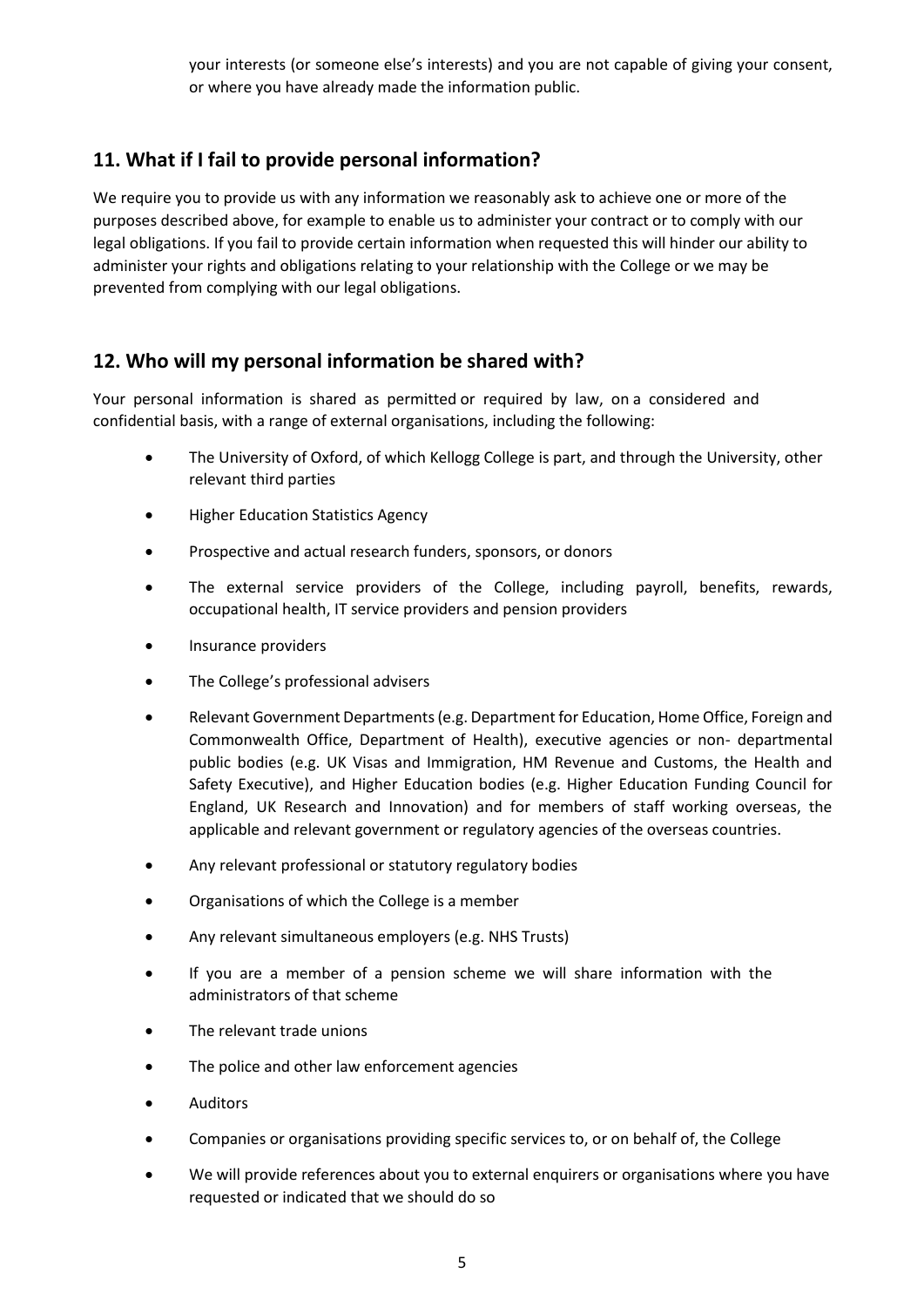your interests (or someone else's interests) and you are not capable of giving your consent, or where you have already made the information public.

## 11. What if I fail to provide personal information?

We require you to provide us with any information we reasonably ask to achieve one or more of the purposes described above, for example to enable us to administer your contract or to comply with our legal obligations. If you fail to provide certain information when requested this will hinder our ability to administer your rights and obligations relating to your relationship with the College or we may be prevented from complying with our legal obligations.

## 12. Who will my personal information be shared with?

Your personal information is shared as permitted or required by law, on a considered and confidential basis, with a range of external organisations, including the following:

- The University of Oxford, of which Kellogg College is part, and through the University, other relevant third parties
- Higher Education Statistics Agency
- Prospective and actual research funders, sponsors, or donors
- The external service providers of the College, including payroll, benefits, rewards, occupational health, IT service providers and pension providers
- Insurance providers
- The College's professional advisers
- Relevant Government Departments (e.g. Department for Education, Home Office, Foreign and Commonwealth Office, Department of Health), executive agencies or non- departmental public bodies (e.g. UK Visas and Immigration, HM Revenue and Customs, the Health and Safety Executive), and Higher Education bodies (e.g. Higher Education Funding Council for England, UK Research and Innovation) and for members of staff working overseas, the applicable and relevant government or regulatory agencies of the overseas countries.
- Any relevant professional or statutory regulatory bodies
- Organisations of which the College is a member
- Any relevant simultaneous employers (e.g. NHS Trusts)
- If you are a member of a pension scheme we will share information with the administrators of that scheme
- The relevant trade unions
- The police and other law enforcement agencies
- Auditors
- Companies or organisations providing specific services to, or on behalf of, the College
- We will provide references about you to external enquirers or organisations where you have requested or indicated that we should do so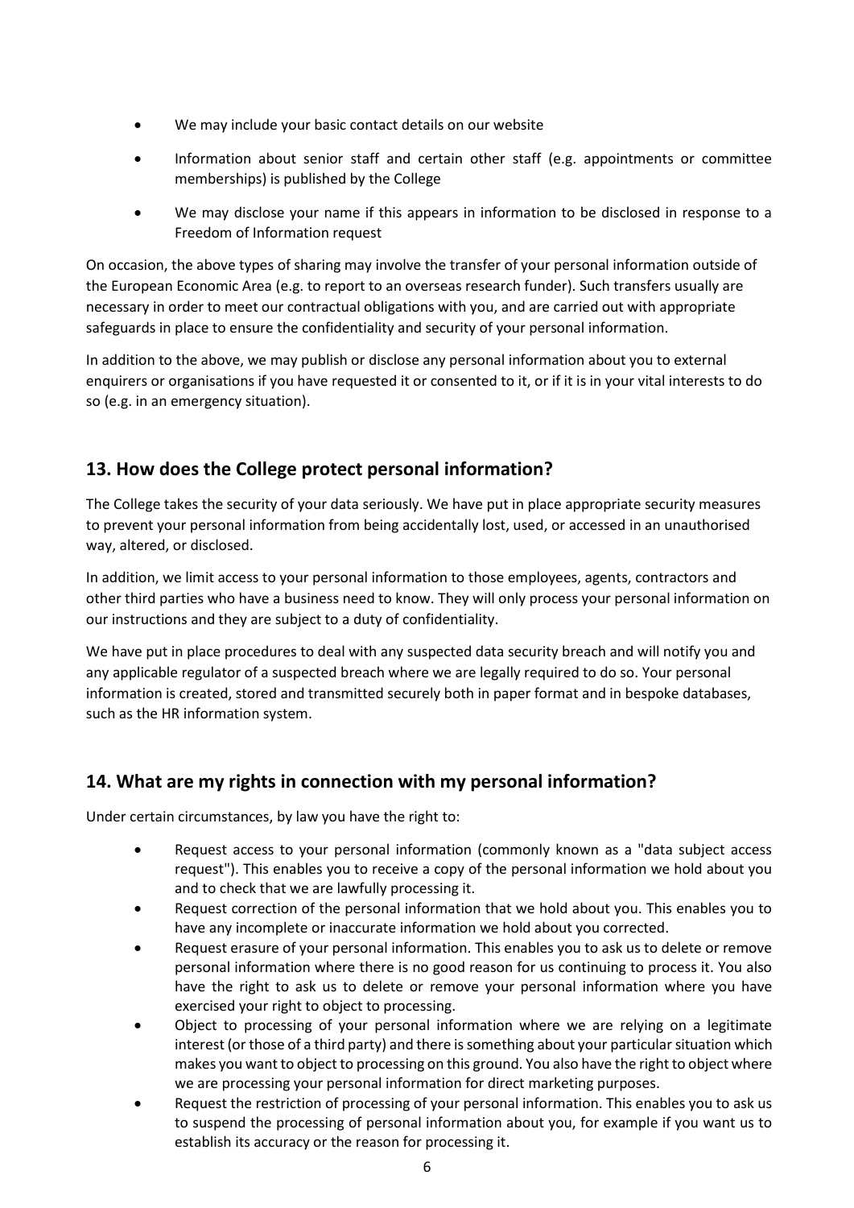- We may include your basic contact details on our website
- Information about senior staff and certain other staff (e.g. appointments or committee memberships) is published by the College
- We may disclose your name if this appears in information to be disclosed in response to a Freedom of Information request

On occasion, the above types of sharing may involve the transfer of your personal information outside of the European Economic Area (e.g. to report to an overseas research funder). Such transfers usually are necessary in order to meet our contractual obligations with you, and are carried out with appropriate safeguards in place to ensure the confidentiality and security of your personal information.

In addition to the above, we may publish or disclose any personal information about you to external enquirers or organisations if you have requested it or consented to it, or if it is in your vital interests to do so (e.g. in an emergency situation).

## 13. How does the College protect personal information?

The College takes the security of your data seriously. We have put in place appropriate security measures to prevent your personal information from being accidentally lost, used, or accessed in an unauthorised way, altered, or disclosed.

In addition, we limit access to your personal information to those employees, agents, contractors and other third parties who have a business need to know. They will only process your personal information on our instructions and they are subject to a duty of confidentiality.

We have put in place procedures to deal with any suspected data security breach and will notify you and any applicable regulator of a suspected breach where we are legally required to do so. Your personal information is created, stored and transmitted securely both in paper format and in bespoke databases, such as the HR information system.

## 14. What are my rights in connection with my personal information?

Under certain circumstances, by law you have the right to:

- Request access to your personal information (commonly known as a "data subject access request"). This enables you to receive a copy of the personal information we hold about you and to check that we are lawfully processing it.
- Request correction of the personal information that we hold about you. This enables you to have any incomplete or inaccurate information we hold about you corrected.
- Request erasure of your personal information. This enables you to ask us to delete or remove personal information where there is no good reason for us continuing to process it. You also have the right to ask us to delete or remove your personal information where you have exercised your right to object to processing.
- Object to processing of your personal information where we are relying on a legitimate interest (or those of a third party) and there is something about your particular situation which makes you want to object to processing on this ground. You also have the right to object where we are processing your personal information for direct marketing purposes.
- Request the restriction of processing of your personal information. This enables you to ask us to suspend the processing of personal information about you, for example if you want us to establish its accuracy or the reason for processing it.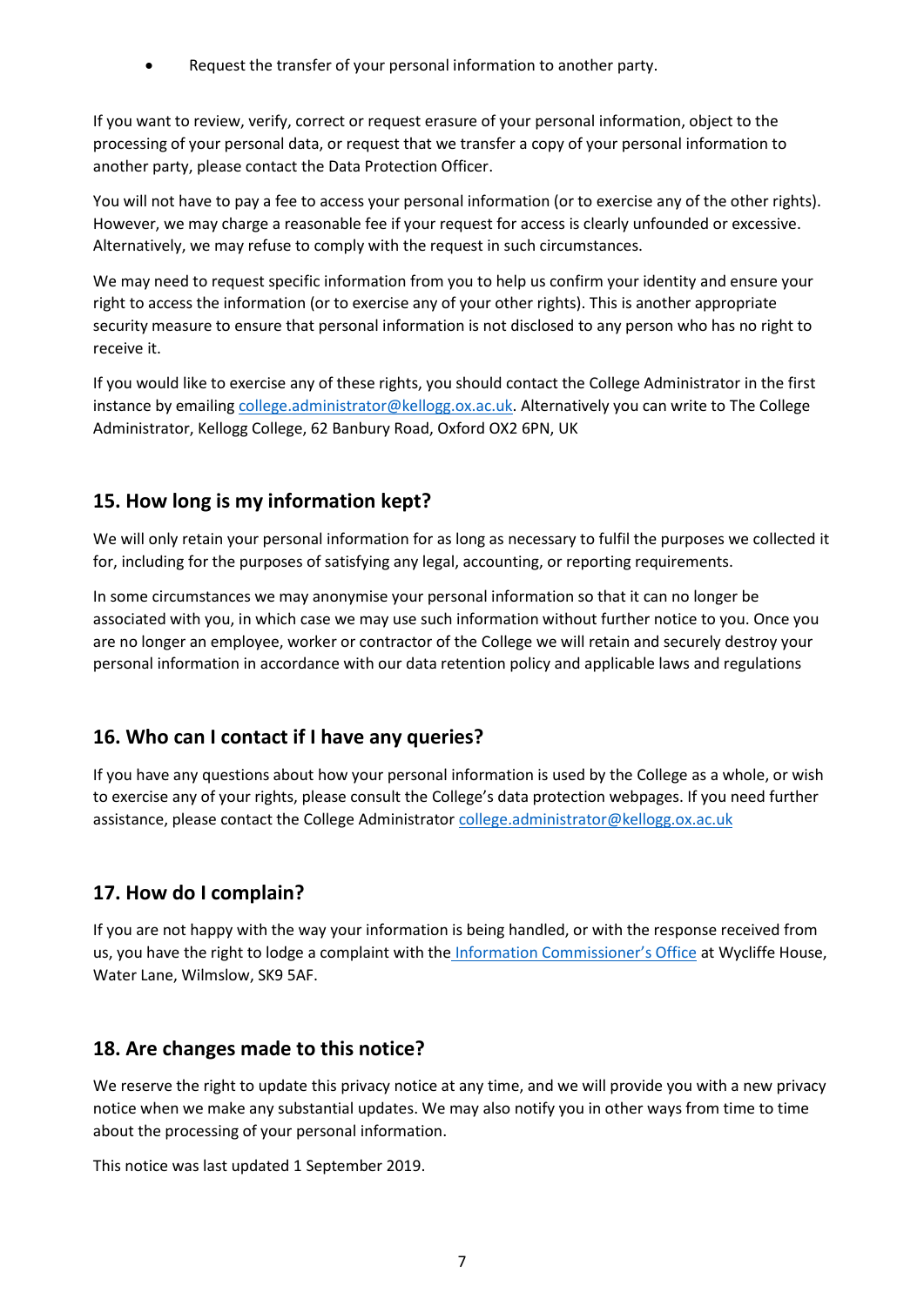- Request the transfer of your personal information to another party.

If you want to review, verify, correct or request erasure of your personal information, object to the processing of your personal data, or request that we transfer a copy of your personal information to another party, please contact the Data Protection Officer.

You will not have to pay a fee to access your personal information (or to exercise any of the other rights). However, we may charge a reasonable fee if your request for access is clearly unfounded or excessive. Alternatively, we may refuse to comply with the request in such circumstances.

We may need to request specific information from you to help us confirm your identity and ensure your right to access the information (or to exercise any of your other rights). This is another appropriate security measure to ensure that personal information is not disclosed to any person who has no right to receive it.

If you would like to exercise any of these rights, you should contact the College Administrator in the first instance by emailing college.administrator@kellogg.ox.ac.uk. Alternatively you can write to The College Administrator, Kellogg College, 62 Banbury Road, Oxford OX2 6PN, UK

## 15. How long is my information kept?

We will only retain your personal information for as long as necessary to fulfil the purposes we collected it for, including for the purposes of satisfying any legal, accounting, or reporting requirements.

In some circumstances we may anonymise your personal information so that it can no longer be associated with you, in which case we may use such information without further notice to you. Once you are no longer an employee, worker or contractor of the College we will retain and securely destroy your personal information in accordance with our data retention policy and applicable laws and regulations

## 16. Who can I contact if I have any queries?

If you have any questions about how your personal information is used by the College as a whole, or wish to exercise any of your rights, please consult the College's data protection webpages. If you need further assistance, please contact the College Administrator college.administrator@kellogg.ox.ac.uk

## 17. How do I complain?

If you are not happy with the way your information is being handled, or with the response received from us, you have the right to lodge a complaint with the Information Commissioner's Office at Wycliffe House, Water Lane, Wilmslow, SK9 5AF.

## 18. Are changes made to this notice?

We reserve the right to update this privacy notice at any time, and we will provide you with a new privacy notice when we make any substantial updates. We may also notify you in other ways from time to time about the processing of your personal information.

This notice was last updated 1 September 2019.